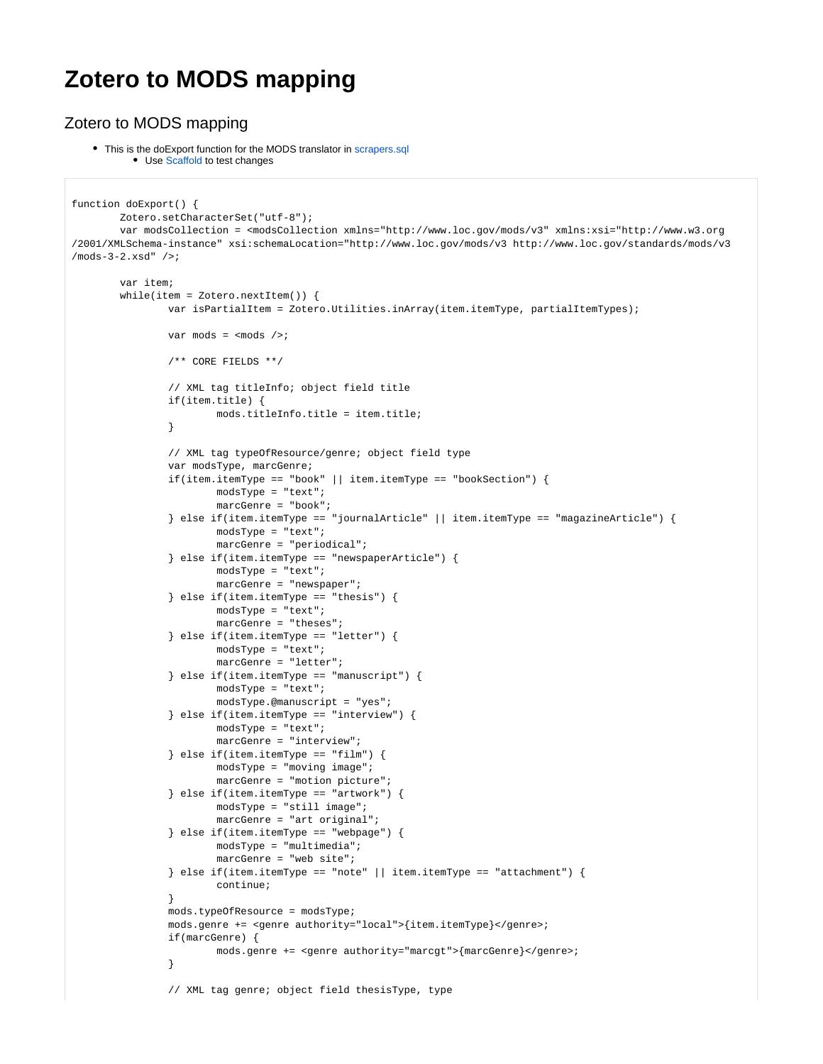# Zotero to MODS mapping

## Zotero to MODS mapping

- This is the doExport function for the MODS translator in scrapers.sql
    - Use Scaffold to test changes

```
function doExport() {
        Zotero.setCharacterSet("utf-8");
        var modsCollection = <modsCollection xmlns="http://www.loc.gov/mods/v3" xmlns:xsi="http://www.w3.org
/2001/XMLSchema-instance" xsi:schemaLocation="http://www.loc.gov/mods/v3 http://www.loc.gov/standards/mods/v3
/mods-3-2.xsd" />;

        var item;
        while(item = Zotero.nextItem()) {
                var isPartialItem = Zotero.Utilities.inArray(item.itemType, partialItemTypes);

                var mods = <mods />;

                /** CORE FIELDS **/

                // XML tag titleInfo; object field title
                if(item.title) {
                        mods.titleInfo.title = item.title;
                }

                // XML tag typeOfResource/genre; object field type
                var modsType, marcGenre;
                if(item.itemType == "book" || item.itemType == "bookSection") {
                        modsType = "text";
                        marcGenre = "book";
                } else if(item.itemType == "journalArticle" || item.itemType == "magazineArticle") {
                        modsType = "text";
                        marcGenre = "periodical";
                } else if(item.itemType == "newspaperArticle") {
                        modsType = "text";
                        marcGenre = "newspaper";
                } else if(item.itemType == "thesis") {
                        modsType = "text";
                        marcGenre = "theses";
                } else if(item.itemType == "letter") {
                        modsType = "text";
                        marcGenre = "letter";
                } else if(item.itemType == "manuscript") {
                        modsType = "text";
                        modsType.@manuscript = "yes";
                } else if(item.itemType == "interview") {
                        modsType = "text";
                        marcGenre = "interview";
                } else if(item.itemType == "film") {
                        modsType = "moving image";
                        marcGenre = "motion picture";
                } else if(item.itemType == "artwork") {
                        modsType = "still image";
                        marcGenre = "art original";
                } else if(item.itemType == "webpage") {
                        modsType = "multimedia";
                        marcGenre = "web site";
                } else if(item.itemType == "note" || item.itemType == "attachment") {
                        continue;
                }
                mods.typeOfResource = modsType;
                mods.genre += <genre authority="local">{item.itemType}</genre>;
                if(marcGenre) {
                        mods.genre += <genre authority="marcgt">{marcGenre}</genre>;
                }

                // XML tag genre; object field thesisType, type
```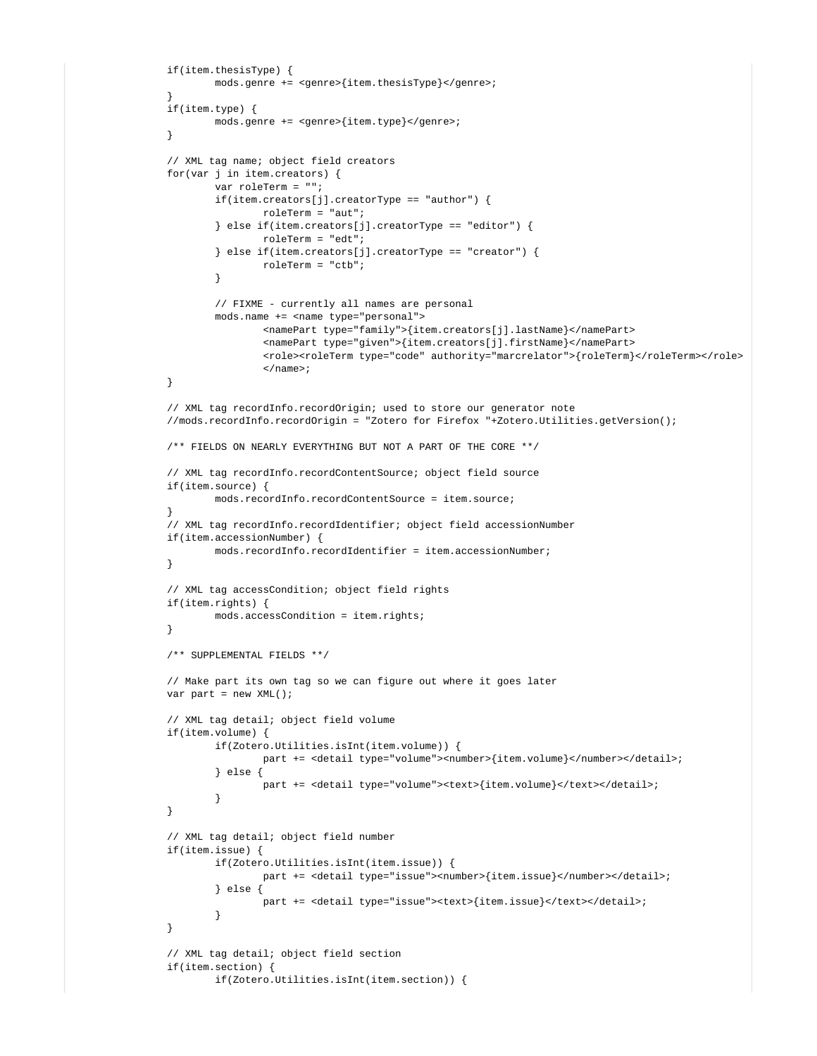```
if(item.thesisType) {
        mods.genre += <genre>{item.thesisType}</genre>;
}
if(item.type) {
        mods.genre += <genre>{item.type}</genre>;
}

// XML tag name; object field creators
for(var j in item.creators) {
        var roleTerm = "";
        if(item.creators[j].creatorType == "author") {
                roleTerm = "aut";
        } else if(item.creators[j].creatorType == "editor") {
                roleTerm = "edt";
        } else if(item.creators[j].creatorType == "creator") {
                roleTerm = "ctb";
        }

        // FIXME - currently all names are personal
        mods.name += <name type="personal">
                <namePart type="family">{item.creators[j].lastName}</namePart>
                <namePart type="given">{item.creators[j].firstName}</namePart>
                <role><roleTerm type="code" authority="marcrelator">{roleTerm}</roleTerm></role>
                </name>;
}

// XML tag recordInfo.recordOrigin; used to store our generator note
//mods.recordInfo.recordOrigin = "Zotero for Firefox "+Zotero.Utilities.getVersion();

/** FIELDS ON NEARLY EVERYTHING BUT NOT A PART OF THE CORE **/

// XML tag recordInfo.recordContentSource; object field source
if(item.source) {
        mods.recordInfo.recordContentSource = item.source;
}
// XML tag recordInfo.recordIdentifier; object field accessionNumber
if(item.accessionNumber) {
        mods.recordInfo.recordIdentifier = item.accessionNumber;
}

// XML tag accessCondition; object field rights
if(item.rights) {
        mods.accessCondition = item.rights;
}

/** SUPPLEMENTAL FIELDS **/

// Make part its own tag so we can figure out where it goes later
var part = new XML();

// XML tag detail; object field volume
if(item.volume) {
        if(Zotero.Utilities.isInt(item.volume)) {
                part += <detail type="volume"><number>{item.volume}</number></detail>;
        } else {
                part += <detail type="volume"><text>{item.volume}</text></detail>;
        }
}

// XML tag detail; object field number
if(item.issue) {
        if(Zotero.Utilities.isInt(item.issue)) {
                part += <detail type="issue"><number>{item.issue}</number></detail>;
        } else {
                part += <detail type="issue"><text>{item.issue}</text></detail>;
        }
}

// XML tag detail; object field section
if(item.section) {
        if(Zotero.Utilities.isInt(item.section)) {
```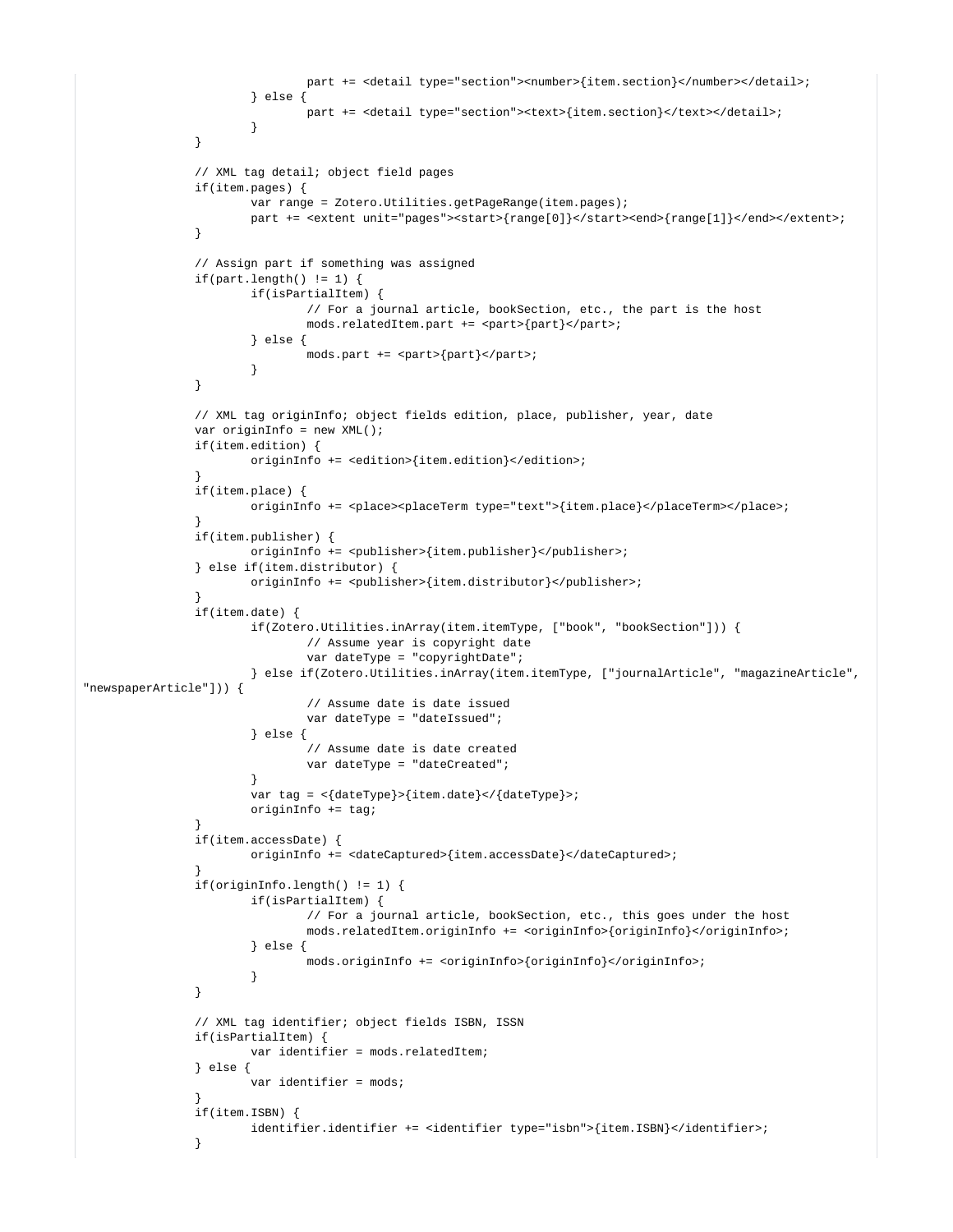```
				part += <detail type="section"><number>{item.section}</number></detail>;
			} else {
				part += <detail type="section"><text>{item.section}</text></detail>;
			}
		}

		// XML tag detail; object field pages
		if(item.pages) {
			var range = Zotero.Utilities.getPageRange(item.pages);
			part += <extent unit="pages"><start>{range[0]}</start><end>{range[1]}</end></extent>;
		}

		// Assign part if something was assigned
		if(part.length() != 1) {
			if(isPartialItem) {
				// For a journal article, bookSection, etc., the part is the host
				mods.relatedItem.part += <part>{part}</part>;
			} else {
				mods.part += <part>{part}</part>;
			}
		}

		// XML tag originInfo; object fields edition, place, publisher, year, date
		var originInfo = new XML();
		if(item.edition) {
			originInfo += <edition>{item.edition}</edition>;
		}
		if(item.place) {
			originInfo += <place><placeTerm type="text">{item.place}</placeTerm></place>;
		}
		if(item.publisher) {
			originInfo += <publisher>{item.publisher}</publisher>;
		} else if(item.distributor) {
			originInfo += <publisher>{item.distributor}</publisher>;
		}
		if(item.date) {
			if(Zotero.Utilities.inArray(item.itemType, ["book", "bookSection"])) {
				// Assume year is copyright date
				var dateType = "copyrightDate";
			} else if(Zotero.Utilities.inArray(item.itemType, ["journalArticle", "magazineArticle",
"newspaperArticle"])) {
				// Assume date is date issued
				var dateType = "dateIssued";
			} else {
				// Assume date is date created
				var dateType = "dateCreated";
			}
			var tag = <{dateType}>{item.date}</{dateType}>;
			originInfo += tag;
		}
		if(item.accessDate) {
			originInfo += <dateCaptured>{item.accessDate}</dateCaptured>;
		}
		if(originInfo.length() != 1) {
			if(isPartialItem) {
				// For a journal article, bookSection, etc., this goes under the host
				mods.relatedItem.originInfo += <originInfo>{originInfo}</originInfo>;
			} else {
				mods.originInfo += <originInfo>{originInfo}</originInfo>;
			}
		}

		// XML tag identifier; object fields ISBN, ISSN
		if(isPartialItem) {
			var identifier = mods.relatedItem;
		} else {
			var identifier = mods;
		}
		if(item.ISBN) {
			identifier.identifier += <identifier type="isbn">{item.ISBN}</identifier>;
		}
```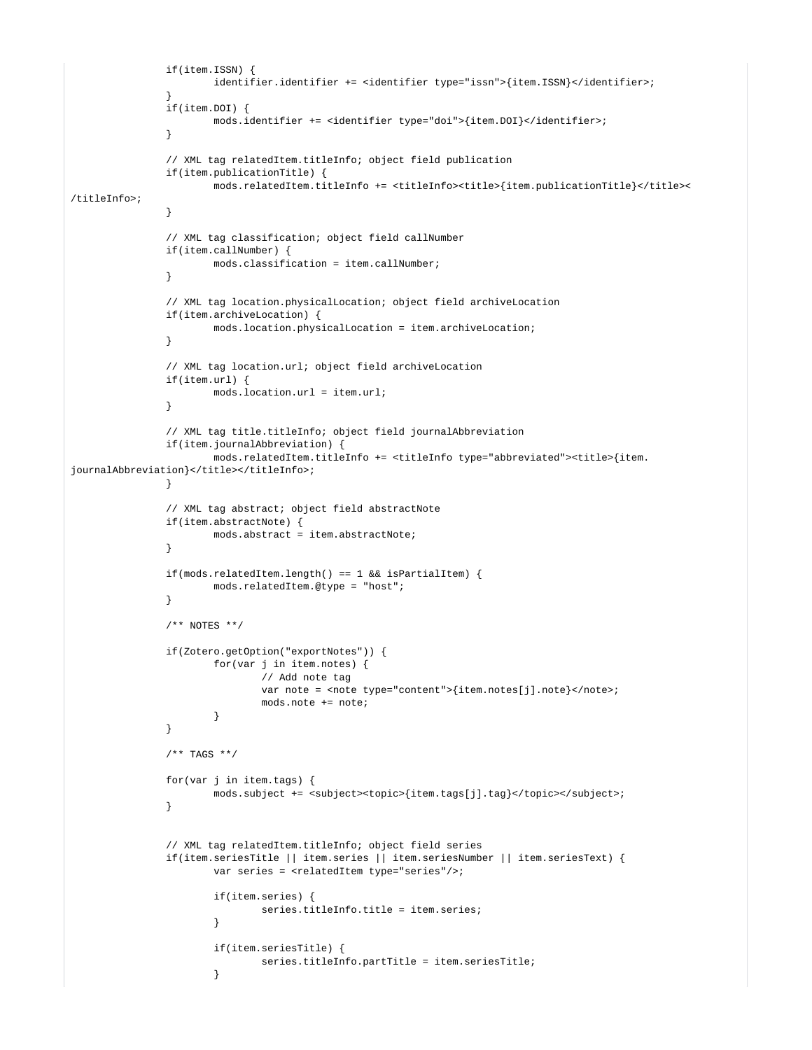```
		if(item.ISSN) {
			identifier.identifier += <identifier type="issn">{item.ISSN}</identifier>;
		}
		if(item.DOI) {
			mods.identifier += <identifier type="doi">{item.DOI}</identifier>;
		}

		// XML tag relatedItem.titleInfo; object field publication
		if(item.publicationTitle) {
			mods.relatedItem.titleInfo += <titleInfo><title>{item.publicationTitle}</title><
/titleInfo>;
		}

		// XML tag classification; object field callNumber
		if(item.callNumber) {
			mods.classification = item.callNumber;
		}

		// XML tag location.physicalLocation; object field archiveLocation
		if(item.archiveLocation) {
			mods.location.physicalLocation = item.archiveLocation;
		}

		// XML tag location.url; object field archiveLocation
		if(item.url) {
			mods.location.url = item.url;
		}

		// XML tag title.titleInfo; object field journalAbbreviation
		if(item.journalAbbreviation) {
			mods.relatedItem.titleInfo += <titleInfo type="abbreviated"><title>{item.
journalAbbreviation}</title></titleInfo>;
		}

		// XML tag abstract; object field abstractNote
		if(item.abstractNote) {
			mods.abstract = item.abstractNote;
		}

		if(mods.relatedItem.length() == 1 && isPartialItem) {
			mods.relatedItem.@type = "host";
		}

		/** NOTES **/

		if(Zotero.getOption("exportNotes")) {
			for(var j in item.notes) {
				// Add note tag
				var note = <note type="content">{item.notes[j].note}</note>;
				mods.note += note;
			}
		}

		/** TAGS **/

		for(var j in item.tags) {
			mods.subject += <subject><topic>{item.tags[j].tag}</topic></subject>;
		}


		// XML tag relatedItem.titleInfo; object field series
		if(item.seriesTitle || item.series || item.seriesNumber || item.seriesText) {
			var series = <relatedItem type="series"/>;

			if(item.series) {
				series.titleInfo.title = item.series;
			}

			if(item.seriesTitle) {
				series.titleInfo.partTitle = item.seriesTitle;
			}
```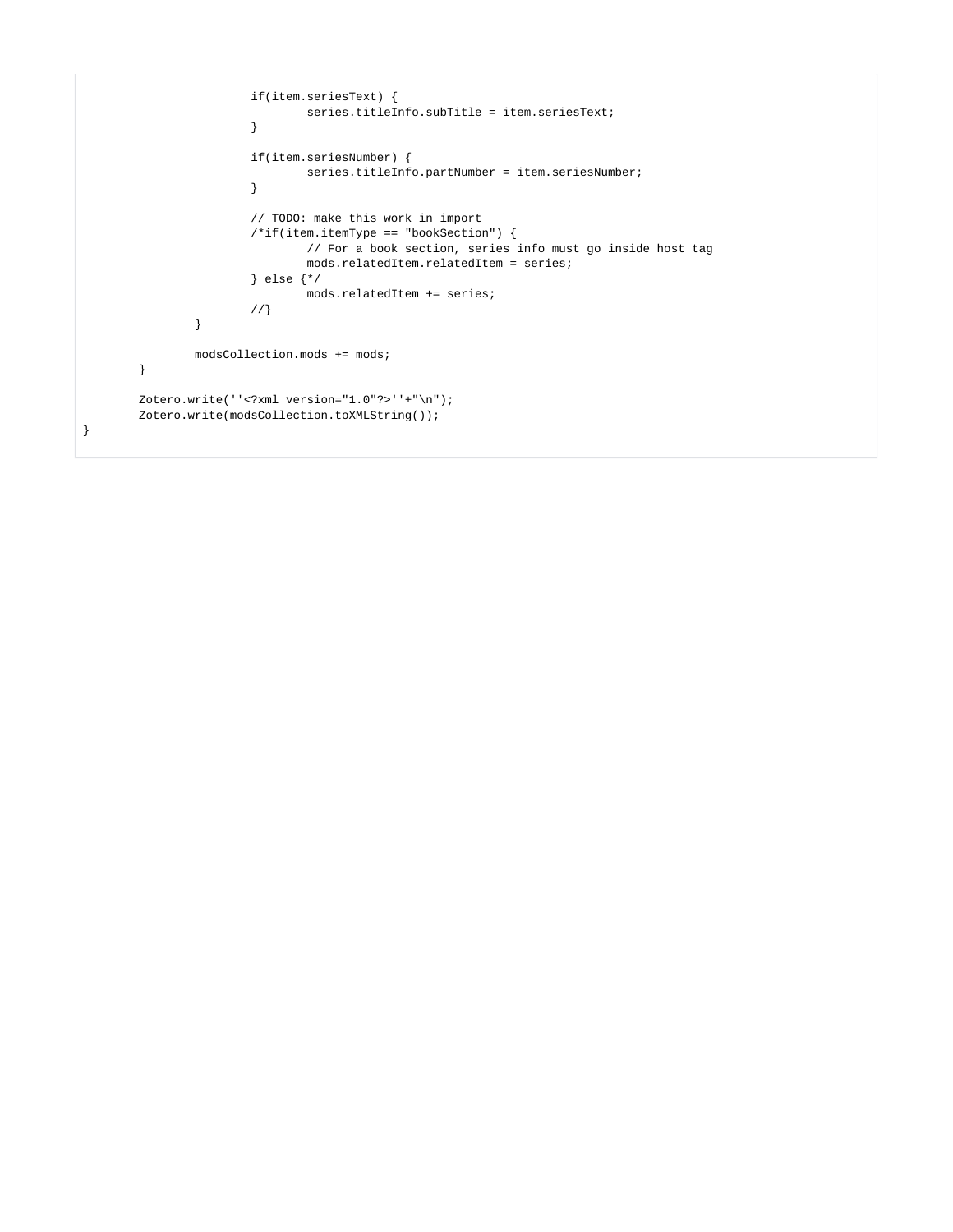```
			if(item.seriesText) {
				series.titleInfo.subTitle = item.seriesText;
			}

			if(item.seriesNumber) {
				series.titleInfo.partNumber = item.seriesNumber;
			}

			// TODO: make this work in import
			/*if(item.itemType == "bookSection") {
				// For a book section, series info must go inside host tag
				mods.relatedItem.relatedItem = series;
			} else {*/
				mods.relatedItem += series;
			//}
		}

		modsCollection.mods += mods;
	}

	Zotero.write(''<?xml version="1.0"?>''+"\n");
	Zotero.write(modsCollection.toXMLString());
}
```